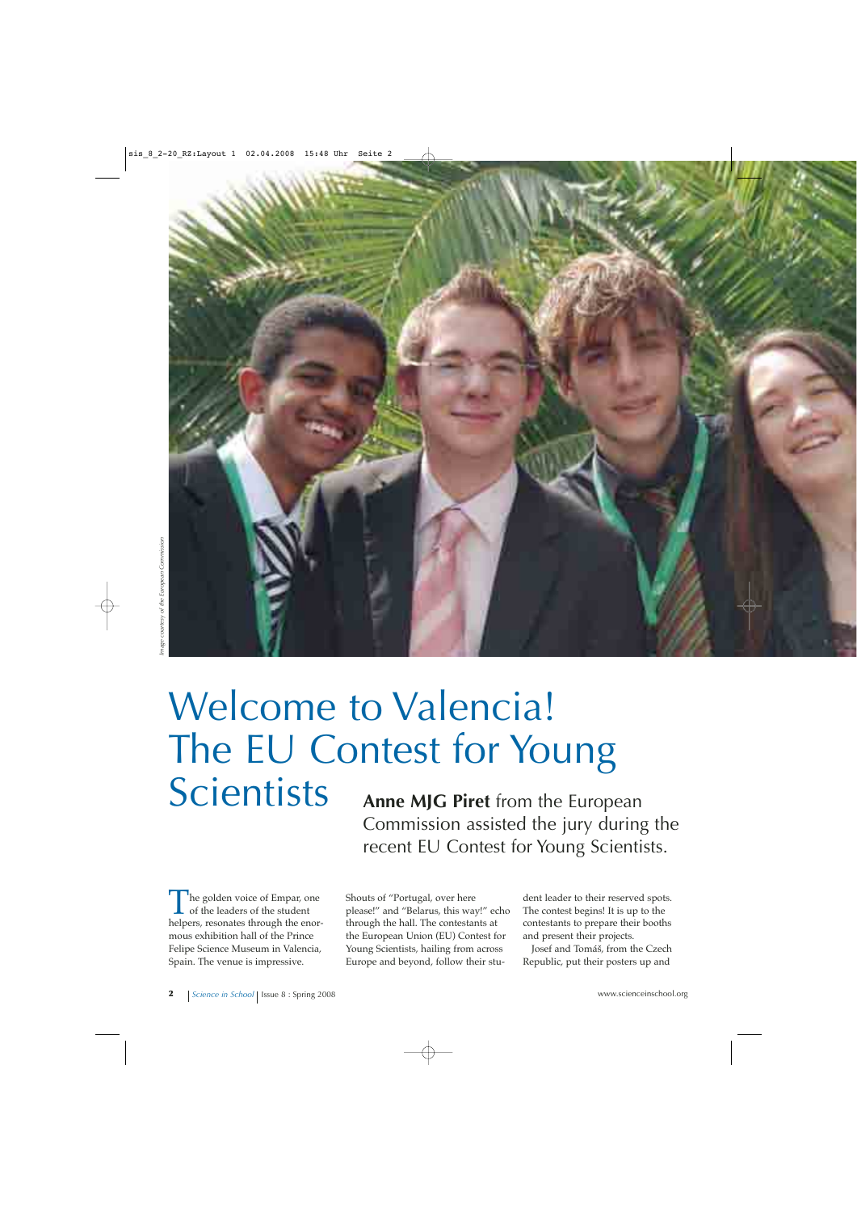*Image courtesy of the European Commission*

# Welcome to Valencia! The EU Contest for Young Scientists

**Anne MJG Piret** from the European Commission assisted the jury during the recent EU Contest for Young Scientists.

The golden voice of Empar, one of the leaders of the student helpers, resonates through the enormous exhibition hall of the Prince Felipe Science Museum in Valencia, Spain. The venue is impressive.

Shouts of "Portugal, over here please!" and "Belarus, this way!" echo through the hall. The contestants at the European Union (EU) Contest for Young Scientists, hailing from across Europe and beyond, follow their student leader to their reserved spots. The contest begins! It is up to the contestants to prepare their booths and present their projects.

Josef and Tomáš, from the Czech Republic, put their posters up and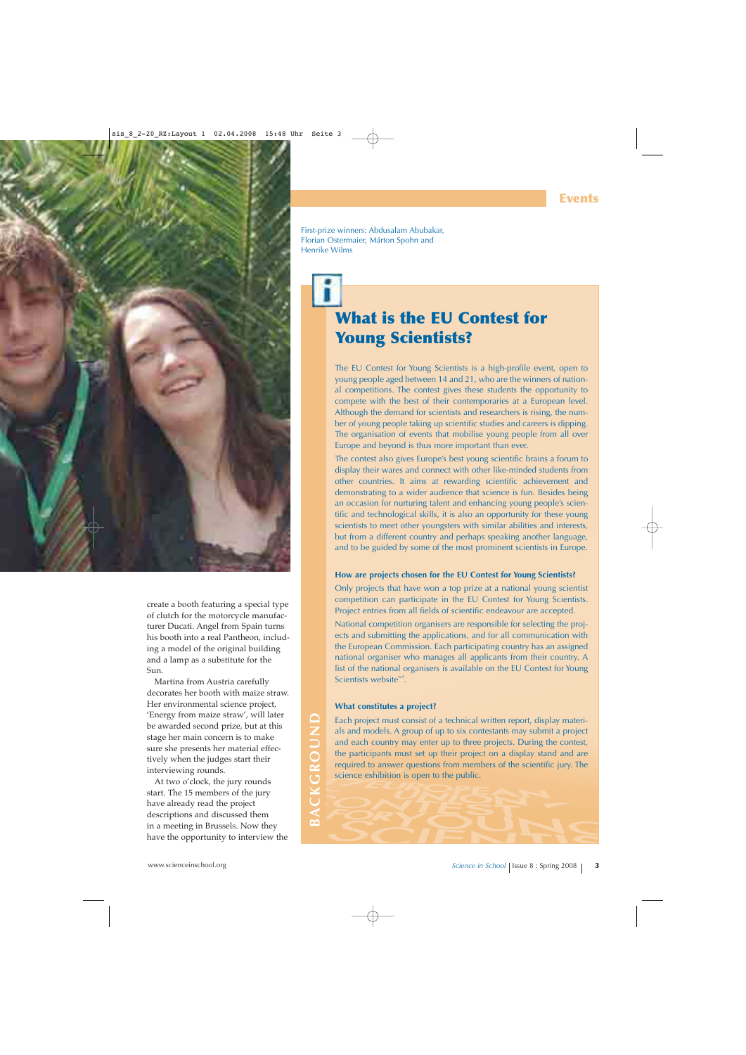create a booth featuring a special type of clutch for the motorcycle manufacturer Ducati. Angel from Spain turns his booth into a real Pantheon, including a model of the original building and a lamp as a substitute for the Sun.

Martina from Austria carefully decorates her booth with maize straw. Her environmental science project, 'Energy from maize straw', will later be awarded second prize, but at this stage her main concern is to make sure she presents her material effectively when the judges start their interviewing rounds.

At two o'clock, the jury rounds start. The 15 members of the jury have already read the project descriptions and discussed them in a meeting in Brussels. Now they have the opportunity to interview the

First-prize winners: Abdusalam Abubakar, Florian Ostermaier, Márton Spohn and Henrike Wilms

## What is the EU Contest for Young Scientists?

The EU Contest for Young Scientists is a high-profile event, open to young people aged between 14 and 21, who are the winners of national competitions. The contest gives these students the opportunity to compete with the best of their contemporaries at a European level. Although the demand for scientists and researchers is rising, the number of young people taking up scientific studies and careers is dipping. The organisation of events that mobilise young people from all over Europe and beyond is thus more important than ever.

The contest also gives Europe's best young scientific brains a forum to display their wares and connect with other like-minded students from other countries. It aims at rewarding scientific achievement and demonstrating to a wider audience that science is fun. Besides being an occasion for nurturing talent and enhancing young people's scientific and technological skills, it is also an opportunity for these young scientists to meet other youngsters with similar abilities and interests, but from a different country and perhaps speaking another language, and to be guided by some of the most prominent scientists in Europe.

### How are projects chosen for the EU Contest for Young Scientists?

Only projects that have won a top prize at a national young scientist competition can participate in the EU Contest for Young Scientists. Project entries from all fields of scientific endeavour are accepted.

National competition organisers are responsible for selecting the projects and submitting the applications, and for all communication with the European Commission. Each participating country has an assigned national organiser who manages all applicants from their country. A list of the national organisers is available on the EU Contest for Young Scientists website[w4].

### What constitutes a project?

Each project must consist of a technical written report, display materials and models. A group of up to six contestants may submit a project and each country may enter up to three projects. During the contest, the participants must set up their project on a display stand and are required to answer questions from members of the scientific jury. The science exhibition is open to the public.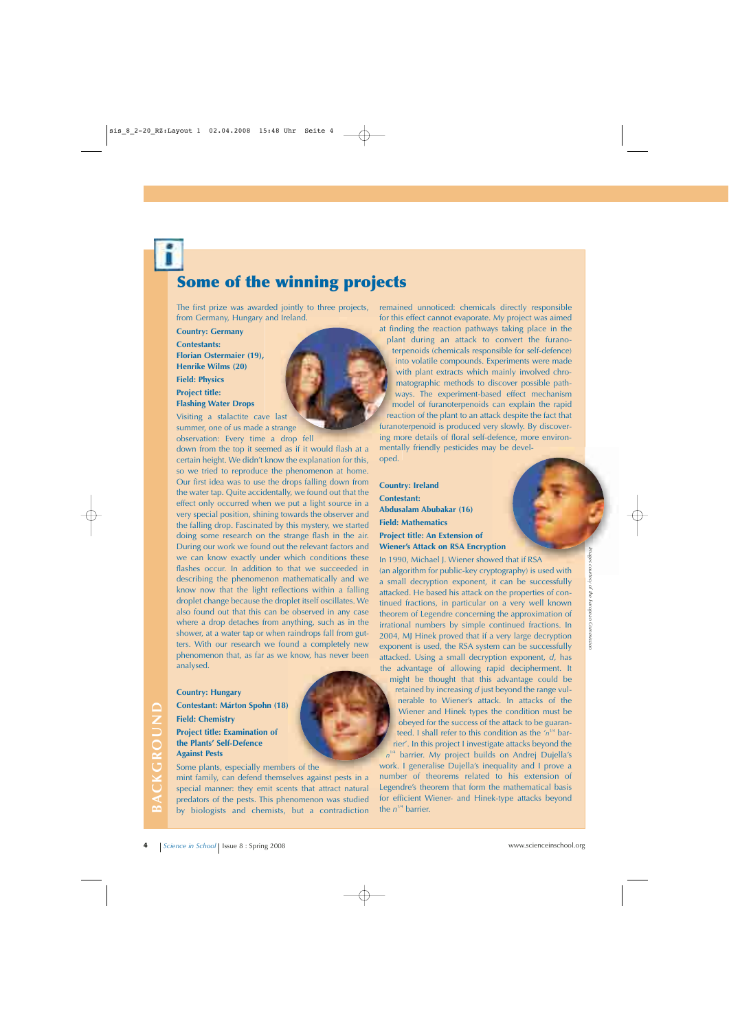## Some of the winning projects

The first prize was awarded jointly to three projects, from Germany, Hungary and Ireland.

**Country: Germany**

**Contestants:**
**Florian Ostermaier (19), Henrike Wilms (20)**

**Field: Physics**

**Project title:**
**Flashing Water Drops**

Visiting a stalactite cave last summer, one of us made a strange observation: Every time a drop fell down from the top it seemed as if it would flash at a certain height. We didn't know the explanation for this, so we tried to reproduce the phenomenon at home. Our first idea was to use the drops falling down from the water tap. Quite accidentally, we found out that the effect only occurred when we put a light source in a very special position, shining towards the observer and the falling drop. Fascinated by this mystery, we started doing some research on the strange flash in the air. During our work we found out the relevant factors and we can know exactly under which conditions these flashes occur. In addition to that we succeeded in describing the phenomenon mathematically and we know now that the light reflections within a falling droplet change because the droplet itself oscillates. We also found out that this can be observed in any case where a drop detaches from anything, such as in the shower, at a water tap or when raindrops fall from gutters. With our research we found a completely new phenomenon that, as far as we know, has never been analysed.

**Country: Hungary**

**Contestant: Márton Spohn (18)**

**Field: Chemistry**

**Project title: Examination of the Plants' Self-Defence Against Pests**

Some plants, especially members of the mint family, can defend themselves against pests in a special manner: they emit scents that attract natural predators of the pests. This phenomenon was studied by biologists and chemists, but a contradiction remained unnoticed: chemicals directly responsible for this effect cannot evaporate. My project was aimed at finding the reaction pathways taking place in the plant during an attack to convert the furanoterpenoids (chemicals responsible for self-defence) into volatile compounds. Experiments were made with plant extracts which mainly involved chromatographic methods to discover possible pathways. The experiment-based effect mechanism model of furanoterpenoids can explain the rapid reaction of the plant to an attack despite the fact that furanoterpenoid is produced very slowly. By discovering more details of floral self-defence, more environmentally friendly pesticides may be developed.

**Country: Ireland**

**Contestant:**
**Abdusalam Abubakar (16)**

**Field: Mathematics**

**Project title: An Extension of Wiener's Attack on RSA Encryption**

In 1990, Michael J. Wiener showed that if RSA (an algorithm for public-key cryptography) is used with a small decryption exponent, it can be successfully attacked. He based his attack on the properties of continued fractions, in particular on a very well known theorem of Legendre concerning the approximation of irrational numbers by simple continued fractions. In 2004, MJ Hinek proved that if a very large decryption exponent is used, the RSA system can be successfully attacked. Using a small decryption exponent, $d$, has the advantage of allowing rapid decipherment. It might be thought that this advantage could be retained by increasing $d$ just beyond the range vulnerable to Wiener's attack. In attacks of the Wiener and Hinek types the condition must be obeyed for the success of the attack to be guaranteed. I shall refer to this condition as the '$n^{1/4}$ barrier'. In this project I investigate attacks beyond the $n^{1/4}$ barrier. My project builds on Andrej Dujella's work. I generalise Dujella's inequality and I prove a number of theorems related to his extension of Legendre's theorem that form the mathematical basis for efficient Wiener- and Hinek-type attacks beyond the $n^{1/4}$ barrier.

*Images courtesy of the European Commission*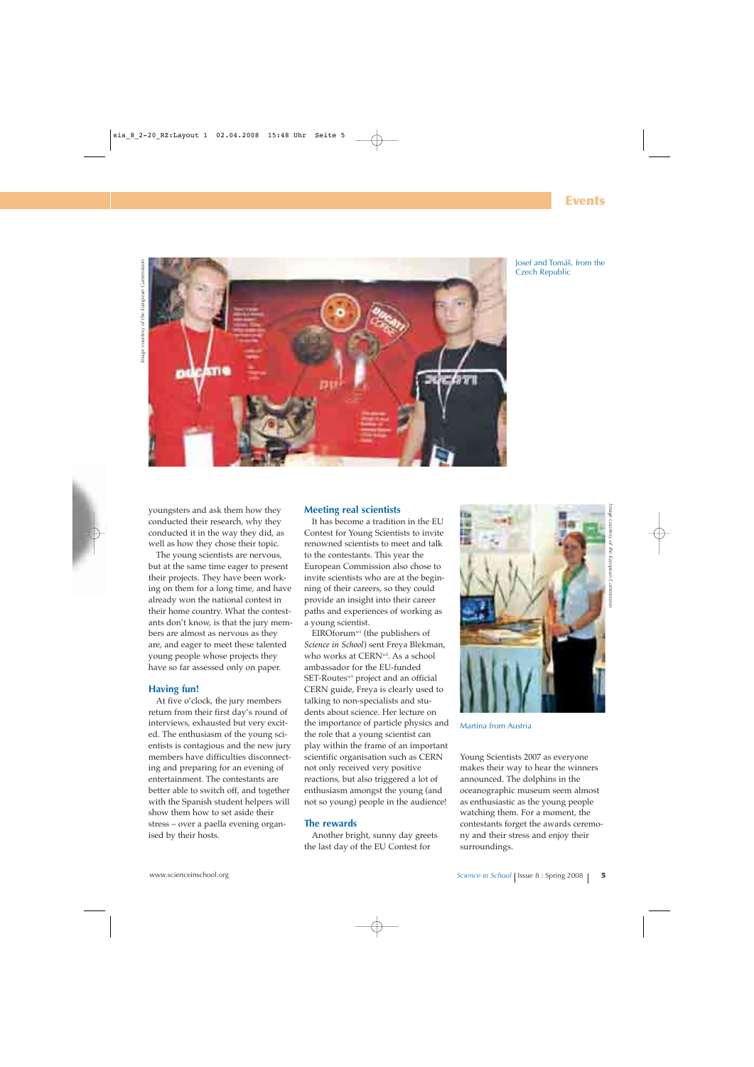Josef and Tomáš, from the Czech Republic

youngsters and ask them how they conducted their research, why they conducted it in the way they did, as well as how they chose their topic.

The young scientists are nervous, but at the same time eager to present their projects. They have been working on them for a long time, and have already won the national contest in their home country. What the contestants don't know, is that the jury members are almost as nervous as they are, and eager to meet these talented young people whose projects they have so far assessed only on paper.

## Having fun!

At five o'clock, the jury members return from their first day's round of interviews, exhausted but very excited. The enthusiasm of the young scientists is contagious and the new jury members have difficulties disconnecting and preparing for an evening of entertainment. The contestants are better able to switch off, and together with the Spanish student helpers will show them how to set aside their stress – over a paella evening organised by their hosts.

## Meeting real scientists

It has become a tradition in the EU Contest for Young Scientists to invite renowned scientists to meet and talk to the contestants. This year the European Commission also chose to invite scientists who are at the beginning of their careers, so they could provide an insight into their career paths and experiences of working as a young scientist.

EIROforum[w1] (the publishers of *Science in School*) sent Freya Blekman, who works at CERN[w2]. As a school ambassador for the EU-funded SET-Routes[w3] project and an official CERN guide, Freya is clearly used to talking to non-specialists and students about science. Her lecture on the importance of particle physics and the role that a young scientist can play within the frame of an important scientific organisation such as CERN not only received very positive reactions, but also triggered a lot of enthusiasm amongst the young (and not so young) people in the audience!

## The rewards

Another bright, sunny day greets the last day of the EU Contest for Young Scientists 2007 as everyone makes their way to hear the winners announced. The dolphins in the oceanographic museum seem almost as enthusiastic as the young people watching them. For a moment, the contestants forget the awards ceremony and their stress and enjoy their surroundings.

Martina from Austria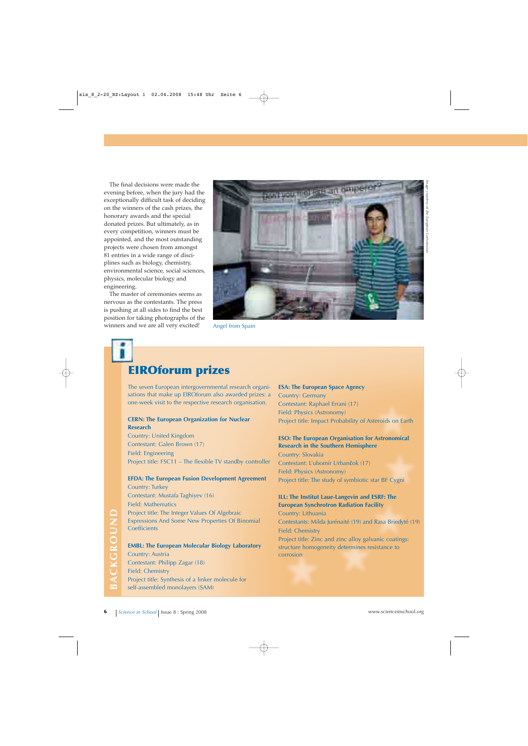The final decisions were made the evening before, when the jury had the exceptionally difficult task of deciding on the winners of the cash prizes, the honorary awards and the special donated prizes. But ultimately, as in every competition, winners must be appointed, and the most outstanding projects were chosen from amongst 81 entries in a wide range of disciplines such as biology, chemistry, environmental science, social sciences, physics, molecular biology and engineering.

The master of ceremonies seems as nervous as the contestants. The press is pushing at all sides to find the best position for taking photographs of the winners and we are all very excited!

Angel from Spain

*Image courtesy of the European Commission*

## EIROforum prizes

The seven European intergovernmental research organisations that make up EIROforum also awarded prizes: a one-week visit to the respective research organisation.

**CERN: The European Organization for Nuclear Research**
Country: United Kingdom
Contestant: Galen Brown (17)
Field: Engineering
Project title: FSC11 – The flexible TV standby controller

**EFDA: The European Fusion Development Agreement**
Country: Turkey
Contestant: Mustafa Taghiyev (16)
Field: Mathematics
Project title: The Integer Values Of Algebraic Expressions And Some New Properties Of Binomial Coefficients

**EMBL: The European Molecular Biology Laboratory**
Country: Austria
Contestant: Philipp Zagar (18)
Field: Chemistry
Project title: Synthesis of a linker molecule for self-assembled monolayers (SAM)

**ESA: The European Space Agency**
Country: Germany
Contestant: Raphael Errani (17)
Field: Physics (Astronomy)
Project title: Impact Probability of Asteroids on Earth

**ESO: The European Organisation for Astronomical Research in the Southern Hemisphere**
Country: Slovakia
Contestant: L'ubomír Urbančok (17)
Field: Physics (Astronomy)
Project title: The study of symbiotic star BF Cygni

**ILL: The Institut Laue-Langevin and ESRF: The European Synchrotron Radiation Facility**
Country: Lithuania
Contestants: Milda Jurénaité (19) and Rasa Briedyté (19)
Field: Chemistry
Project title: Zinc and zinc alloy galvanic coatings: structure homogeneity determines resistance to corrosion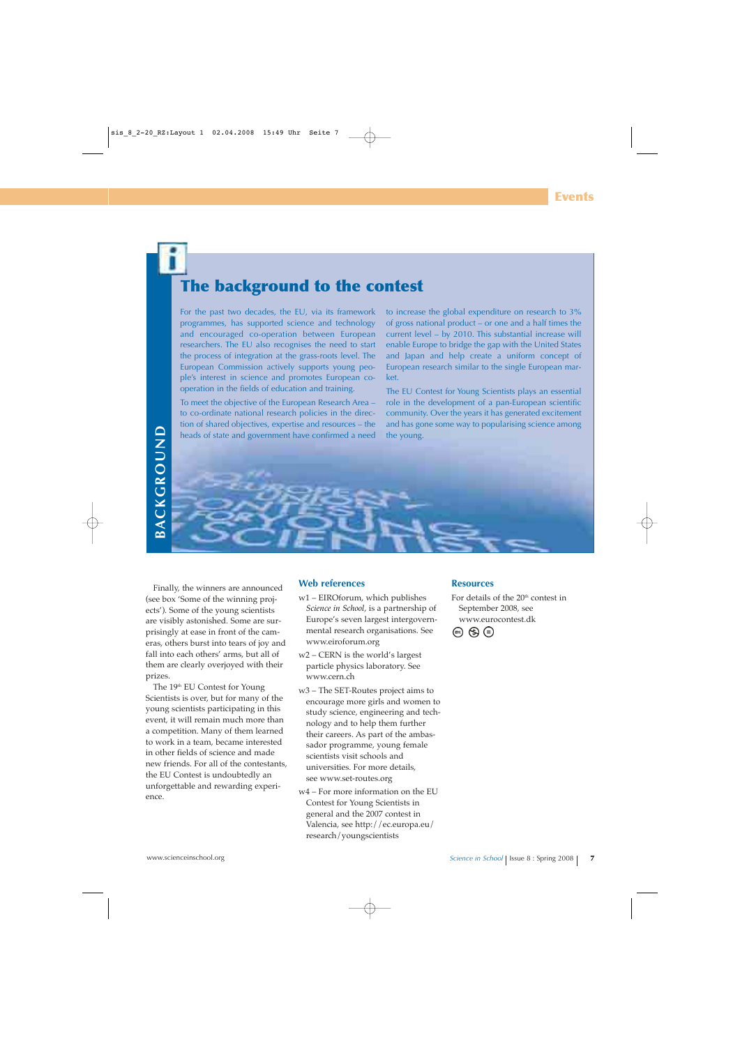## The background to the contest

For the past two decades, the EU, via its framework programmes, has supported science and technology and encouraged co-operation between European researchers. The EU also recognises the need to start the process of integration at the grass-roots level. The European Commission actively supports young people's interest in science and promotes European co-operation in the fields of education and training.

To meet the objective of the European Research Area – to co-ordinate national research policies in the direction of shared objectives, expertise and resources – the heads of state and government have confirmed a need to increase the global expenditure on research to 3% of gross national product – or one and a half times the current level – by 2010. This substantial increase will enable Europe to bridge the gap with the United States and Japan and help create a uniform concept of European research similar to the single European market.

The EU Contest for Young Scientists plays an essential role in the development of a pan-European scientific community. Over the years it has generated excitement and has gone some way to popularising science among the young.

Finally, the winners are announced (see box 'Some of the winning projects'). Some of the young scientists are visibly astonished. Some are surprisingly at ease in front of the cameras, others burst into tears of joy and fall into each others' arms, but all of them are clearly overjoyed with their prizes.

The 19th EU Contest for Young Scientists is over, but for many of the young scientists participating in this event, it will remain much more than a competition. Many of them learned to work in a team, became interested in other fields of science and made new friends. For all of the contestants, the EU Contest is undoubtedly an unforgettable and rewarding experience.

### Web references

w1 – EIROforum, which publishes *Science in School*, is a partnership of Europe's seven largest intergovernmental research organisations. See www.eiroforum.org

w2 – CERN is the world's largest particle physics laboratory. See www.cern.ch

w3 – The SET-Routes project aims to encourage more girls and women to study science, engineering and technology and to help them further their careers. As part of the ambassador programme, young female scientists visit schools and universities. For more details, see www.set-routes.org

w4 – For more information on the EU Contest for Young Scientists in general and the 2007 contest in Valencia, see http://ec.europa.eu/research/youngscientists

### Resources

For details of the 20th contest in September 2008, see www.eurocontest.dk